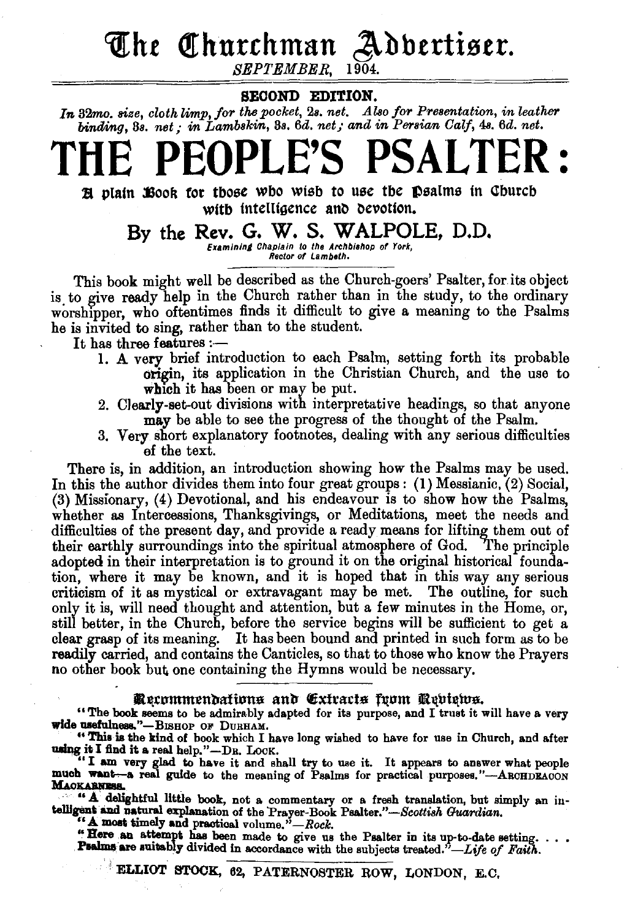# The Churchman Advertiser.

*SEPTEMBER*, 1904.

**SECOND EDITION.**

*In 32mo. size, cloth limp, for the pocket,* 2*s. net. Also for Presentation, in leather binding,* 3*s. net; in Lambskin,* 3*s.* 6*d. net; and in Persian Calf,* 4*s.* 6*d. net.*

# THE PEOPLE'S PSALTER:

## A plain Book for those who wish to use the Psalms in Church with intelligence and devotion.

### By the Rev. G. W. S. WALPOLE, D.D.

*Examining Chaplain to the Archbishop of York, Rector of Lambeth.*

---

This book might well be described as the Church-goers' Psalter, for its object is to give ready help in the Church rather than in the study, to the ordinary worshipper, who oftentimes finds it difficult to give a meaning to the Psalms he is invited to sing, rather than to the student.

It has three features:—

1. A very brief introduction to each Psalm, setting forth its probable origin, its application in the Christian Church, and the use to which it has been or may be put.
2. Clearly-set-out divisions with interpretative headings, so that anyone may be able to see the progress of the thought of the Psalm.
3. Very short explanatory footnotes, dealing with any serious difficulties of the text.

There is, in addition, an introduction showing how the Psalms may be used. In this the author divides them into four great groups: (1) Messianic, (2) Social, (3) Missionary, (4) Devotional, and his endeavour is to show how the Psalms, whether as Intercessions, Thanksgivings, or Meditations, meet the needs and difficulties of the present day, and provide a ready means for lifting them out of their earthly surroundings into the spiritual atmosphere of God. The principle adopted in their interpretation is to ground it on the original historical foundation, where it may be known, and it is hoped that in this way any serious criticism of it as mystical or extravagant may be met. The outline, for such only it is, will need thought and attention, but a few minutes in the Home, or, still better, in the Church, before the service begins will be sufficient to get a clear grasp of its meaning. It has been bound and printed in such form as to be readily carried, and contains the Canticles, so that to those who know the Prayers no other book but one containing the Hymns would be necessary.

---

**Recommendations and Extracts from Reviews.**

"The book seems to be admirably adapted for its purpose, and I trust it will have a very wide usefulness."—BISHOP OF DURHAM.

"This is the kind of book which I have long wished to have for use in Church, and after using it I find it a real help."—DR. LOCK.

"I am very glad to have it and shall try to use it. It appears to answer what people much want—a real guide to the meaning of Psalms for practical purposes."—ARCHDEACON MACKARNESS.

"A delightful little book, not a commentary or a fresh translation, but simply an intelligent and natural explanation of the 'Prayer-Book Psalter."—*Scottish Guardian.*

"A most timely and practical volume."—*Rock.*

"Here an attempt has been made to give us the Psalter in its up-to-date setting. . . . Psalms are suitably divided in accordance with the subjects treated."—*Life of Faith.*

ELLIOT STOCK, 62, PATERNOSTER ROW, LONDON, E.C.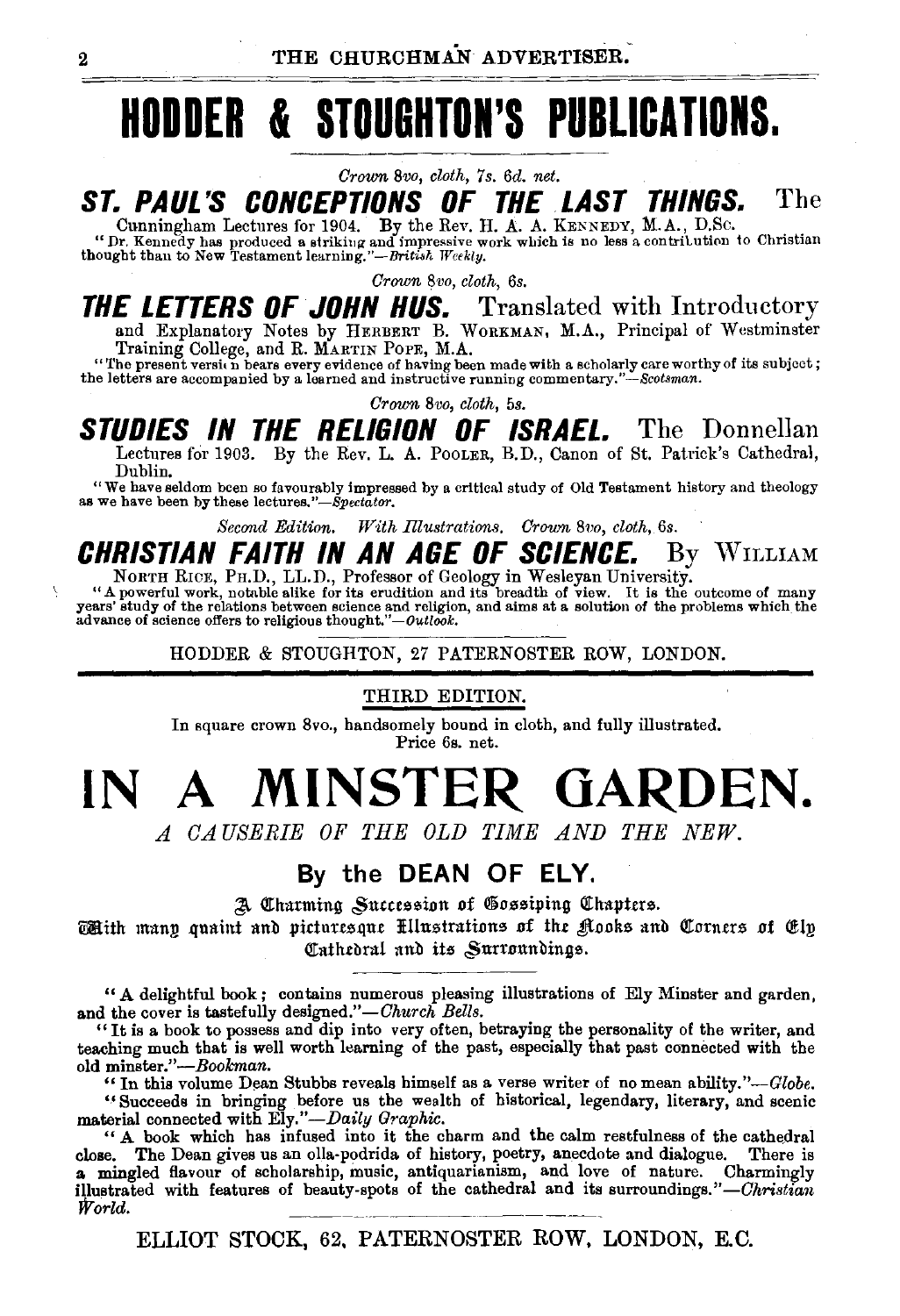# HODDER & STOUGHTON'S PUBLICATIONS.

*Crown 8vo, cloth, 7s. 6d. net.*

## ST. PAUL'S CONCEPTIONS OF THE LAST THINGS. The

Cunningham Lectures for 1904. By the Rev. H. A. A. KENNEDY, M.A., D.Sc.

"Dr. Kennedy has produced a striking and impressive work which is no less a contribution to Christian thought than to New Testament learning."—*British Weekly.*

*Crown 8vo, cloth, 6s.*

## THE LETTERS OF JOHN HUS. Translated with Introductory

and Explanatory Notes by HERBERT B. WORKMAN, M.A., Principal of Westminster Training College, and R. MARTIN POPE, M.A.

"The present version bears every evidence of having been made with a scholarly care worthy of its subject; the letters are accompanied by a learned and instructive running commentary."—*Scotsman.*

*Crown 8vo, cloth, 5s.*

## STUDIES IN THE RELIGION OF ISRAEL. The Donnellan

Lectures for 1903. By the Rev. L. A. POOLER, B.D., Canon of St. Patrick's Cathedral, Dublin.

"We have seldom been so favourably impressed by a critical study of Old Testament history and theology as we have been by these lectures."—*Spectator.*

*Second Edition. With Illustrations. Crown 8vo, cloth, 6s.*

## CHRISTIAN FAITH IN AN AGE OF SCIENCE. By WILLIAM

NORTH RICE, PH.D., LL.D., Professor of Geology in Wesleyan University.

"A powerful work, notable alike for its erudition and its breadth of view. It is the outcome of many years' study of the relations between science and religion, and aims at a solution of the problems which the advance of science offers to religious thought."—*Outlook.*

HODDER & STOUGHTON, 27 PATERNOSTER ROW, LONDON.

---

THIRD EDITION.

In square crown 8vo., handsomely bound in cloth, and fully illustrated.
Price 6s. net.

# IN A MINSTER GARDEN.

*A CAUSERIE OF THE OLD TIME AND THE NEW.*

### By the DEAN OF ELY.

A Charming Succession of Gossiping Chapters.

With many quaint and picturesque Illustrations of the Nooks and Corners of Ely Cathedral and its Surroundings.

"A delightful book; contains numerous pleasing illustrations of Ely Minster and garden, and the cover is tastefully designed."—*Church Bells.*

"It is a book to possess and dip into very often, betraying the personality of the writer, and teaching much that is well worth learning of the past, especially that past connected with the old minster."—*Bookman.*

"In this volume Dean Stubbs reveals himself as a verse writer of no mean ability."—*Globe.*

"Succeeds in bringing before us the wealth of historical, legendary, literary, and scenic material connected with Ely."—*Daily Graphic.*

"A book which has infused into it the charm and the calm restfulness of the cathedral close. The Dean gives us an olla-podrida of history, poetry, anecdote and dialogue. There is a mingled flavour of scholarship, music, antiquarianism, and love of nature. Charmingly illustrated with features of beauty-spots of the cathedral and its surroundings."—*Christian World.*

ELLIOT STOCK, 62, PATERNOSTER ROW, LONDON, E.C.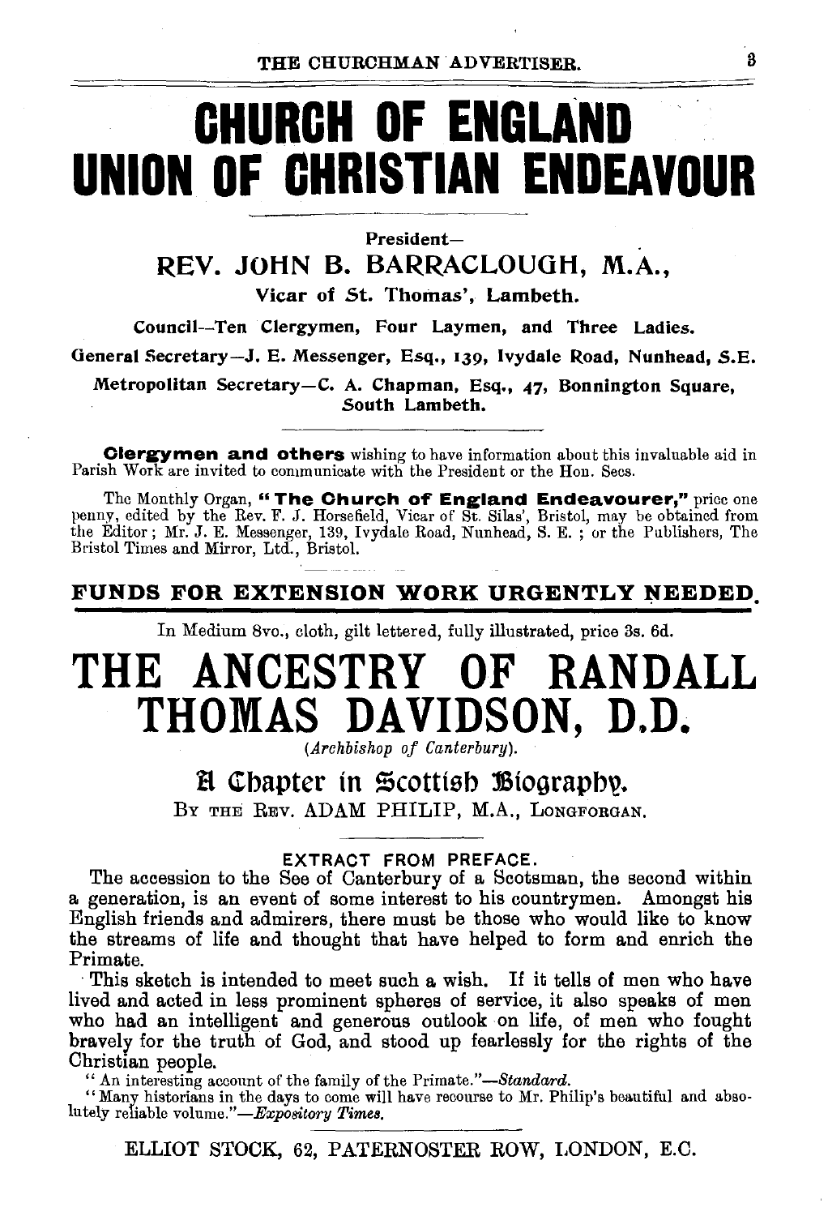# CHURCH OF ENGLAND UNION OF CHRISTIAN ENDEAVOUR

President—

## REV. JOHN B. BARRACLOUGH, M.A.,

Vicar of St. Thomas', Lambeth.

Council—Ten Clergymen, Four Laymen, and Three Ladies.

General Secretary—J. E. Messenger, Esq., 139, Ivydale Road, Nunhead, S.E.

Metropolitan Secretary—C. A. Chapman, Esq., 47, Bonnington Square, South Lambeth.

**Clergymen and others** wishing to have information about this invaluable aid in Parish Work are invited to communicate with the President or the Hon. Secs.

The Monthly Organ, **"The Church of England Endeavourer,"** price one penny, edited by the Rev. F. J. Horsefield, Vicar of St. Silas', Bristol, may be obtained from the Editor; Mr. J. E. Messenger, 139, Ivydale Road, Nunhead, S. E.; or the Publishers, The Bristol Times and Mirror, Ltd., Bristol.

**FUNDS FOR EXTENSION WORK URGENTLY NEEDED.**

In Medium 8vo., cloth, gilt lettered, fully illustrated, price 3s. 6d.

# THE ANCESTRY OF RANDALL THOMAS DAVIDSON, D.D.

*(Archbishop of Canterbury).*

## A Chapter in Scottish Biography.

BY THE REV. ADAM PHILIP, M.A., LONGFORGAN.

EXTRACT FROM PREFACE.

The accession to the See of Canterbury of a Scotsman, the second within a generation, is an event of some interest to his countrymen. Amongst his English friends and admirers, there must be those who would like to know the streams of life and thought that have helped to form and enrich the Primate.

This sketch is intended to meet such a wish. If it tells of men who have lived and acted in less prominent spheres of service, it also speaks of men who had an intelligent and generous outlook on life, of men who fought bravely for the truth of God, and stood up fearlessly for the rights of the Christian people.

"An interesting account of the family of the Primate."—*Standard.*

"Many historians in the days to come will have recourse to Mr. Philip's beautiful and absolutely reliable volume."—*Expository Times.*

ELLIOT STOCK, 62, PATERNOSTER ROW, LONDON, E.C.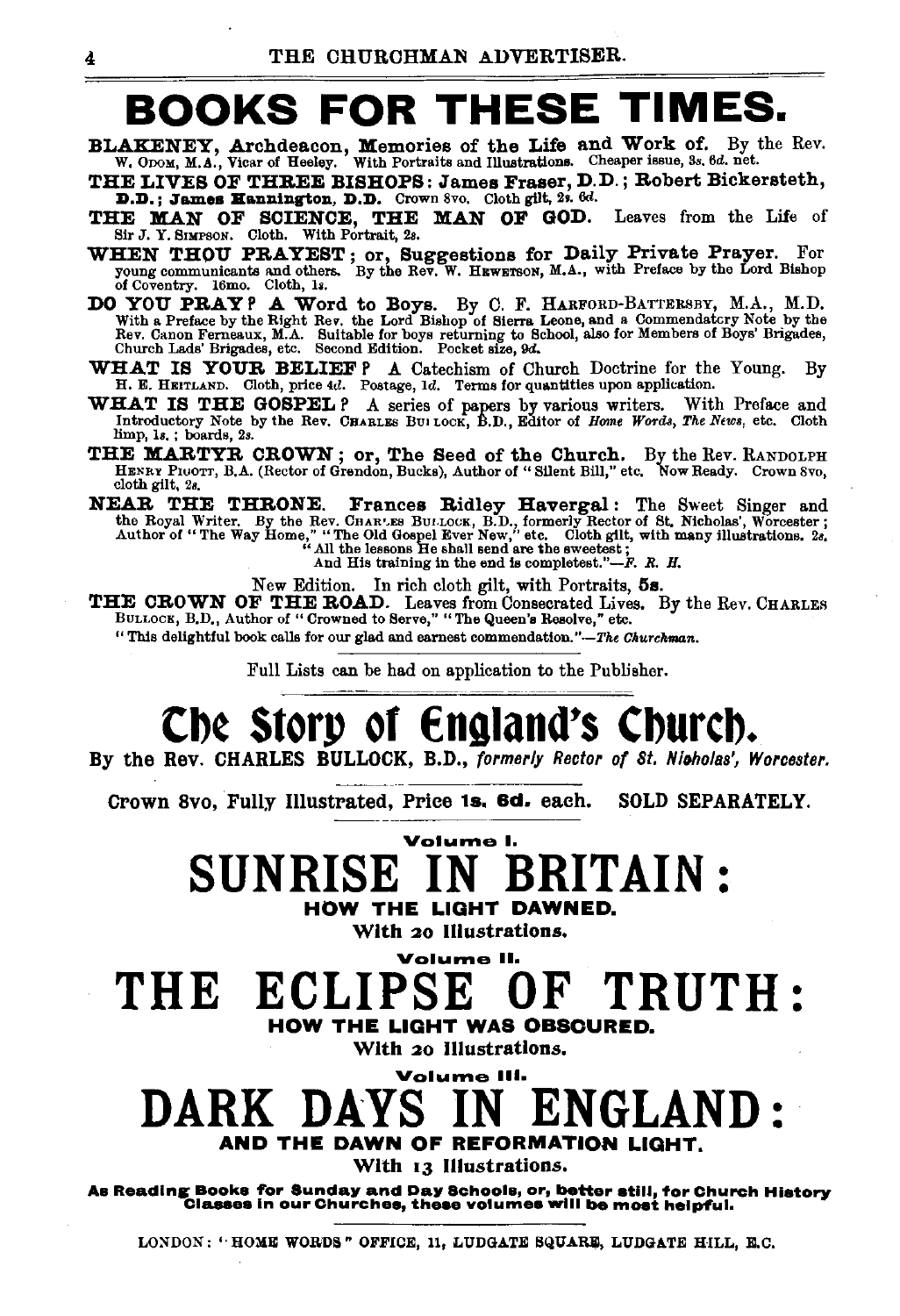# BOOKS FOR THESE TIMES.

**BLAKENEY, Archdeacon, Memories of the Life and Work of.** By the Rev. W. ODOM, M.A., Vicar of Heeley. With Portraits and Illustrations. Cheaper issue, 3s. 6d. net.

**THE LIVES OF THREE BISHOPS: James Fraser, D.D.; Robert Bickersteth, D.D.; James Hannington, D.D.** Crown 8vo. Cloth gilt, 2s. 6d.

**THE MAN OF SCIENCE, THE MAN OF GOD.** Leaves from the Life of Sir J. Y. SIMPSON. Cloth. With Portrait, 2s.

**WHEN THOU PRAYEST; or, Suggestions for Daily Private Prayer.** For young communicants and others. By the Rev. W. HEWETSON, M.A., with Preface by the Lord Bishop of Coventry. 16mo. Cloth, 1s.

**DO YOU PRAY? A Word to Boys.** By C. F. HARFORD-BATTERSBY, M.A., M.D. With a Preface by the Right Rev. the Lord Bishop of Sierra Leone, and a Commendatory Note by the Rev. Canon Ferneaux, M.A. Suitable for boys returning to School, also for Members of Boys' Brigades, Church Lads' Brigades, etc. Second Edition. Pocket size, 9d.

**WHAT IS YOUR BELIEF?** A Catechism of Church Doctrine for the Young. By H. E. HEITLAND. Cloth, price 4d. Postage, 1d. Terms for quantities upon application.

**WHAT IS THE GOSPEL?** A series of papers by various writers. With Preface and Introductory Note by the Rev. CHARLES BULLOCK, B.D., Editor of *Home Words, The News*, etc. Cloth limp, 1s.; boards, 2s.

**THE MARTYR CROWN; or, The Seed of the Church.** By the Rev. RANDOLPH HENRY PIGOTT, B.A. (Rector of Grendon, Bucks), Author of "Silent Bill," etc. Now Ready. Crown 8vo, cloth gilt, 2s.

**NEAR THE THRONE. Frances Ridley Havergal:** The Sweet Singer and the Royal Writer. By the Rev. CHARLES BULLOCK, B.D., formerly Rector of St. Nicholas', Worcester; Author of "The Way Home," "The Old Gospel Ever New," etc. Cloth gilt, with many illustrations. 2s.

"All the lessons He shall send are the sweetest;
And His training in the end is completest."—*F. R. H.*

New Edition. In rich cloth gilt, with Portraits, **5s.**

**THE CROWN OF THE ROAD.** Leaves from Consecrated Lives. By the Rev. CHARLES BULLOCK, B.D., Author of "Crowned to Serve," "The Queen's Resolve," etc.

"This delightful book calls for our glad and earnest commendation."—*The Churchman.*

Full Lists can be had on application to the Publisher.

# The Story of England's Church.

**By the Rev. CHARLES BULLOCK, B.D.,** ***formerly Rector of St. Nicholas', Worcester.***

Crown 8vo, Fully Illustrated, Price **1s. 6d.** each. SOLD SEPARATELY.

**Volume I.**

## SUNRISE IN BRITAIN:

**HOW THE LIGHT DAWNED.**

**With 20 Illustrations.**

**Volume II.**

## THE ECLIPSE OF TRUTH:

**HOW THE LIGHT WAS OBSCURED.**

**With 20 Illustrations.**

**Volume III.**

## DARK DAYS IN ENGLAND:

**AND THE DAWN OF REFORMATION LIGHT.**

**With 13 Illustrations.**

**As Reading Books for Sunday and Day Schools, or, better still, for Church History Classes in our Churches, these volumes will be most helpful.**

LONDON: "HOME WORDS" OFFICE, 11, LUDGATE SQUARE, LUDGATE HILL, E.C.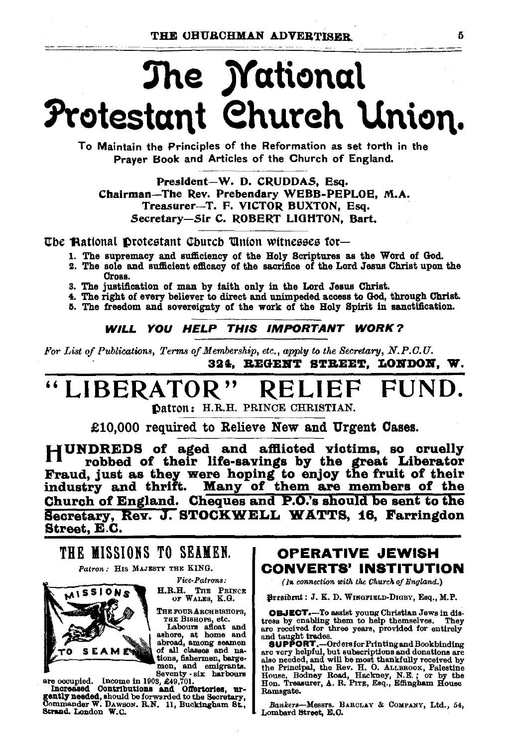# The National Protestant Church Union.

To Maintain the Principles of the Reformation as set forth in the Prayer Book and Articles of the Church of England.

President—W. D. CRUDDAS, Esq.
Chairman—The Rev. Prebendary WEBB-PEPLOE, M.A.
Treasurer—T. F. VICTOR BUXTON, Esq.
Secretary—Sir C. ROBERT LIGHTON, Bart.

The National Protestant Church Union witnesses for—

1. The supremacy and sufficiency of the Holy Scriptures as the Word of God.
2. The sole and sufficient efficacy of the sacrifice of the Lord Jesus Christ upon the Cross.
3. The justification of man by faith only in the Lord Jesus Christ.
4. The right of every believer to direct and unimpeded access to God, through Christ.
5. The freedom and sovereignty of the work of the Holy Spirit in sanctification.

***WILL YOU HELP THIS IMPORTANT WORK?***

*For List of Publications, Terms of Membership, etc., apply to the Secretary, N.P.C.U.*

**324, REGENT STREET, LONDON, W.**

# "LIBERATOR" RELIEF FUND.

Patron: H.R.H. PRINCE CHRISTIAN.

**£10,000 required to Relieve New and Urgent Cases.**

**HUNDREDS of aged and afflicted victims, so cruelly robbed of their life-savings by the great Liberator Fraud, just as they were hoping to enjoy the fruit of their industry and thrift. Many of them are members of the Church of England. Cheques and P.O.'s should be sent to the Secretary, Rev. J. STOCKWELL WATTS, 16, Farringdon Street, E.C.**

## THE MISSIONS TO SEAMEN.

*Patron:* HIS MAJESTY THE KING.

*Vice-Patrons:*
H.R.H. THE PRINCE OF WALES, K.G.
THE FOUR ARCHBISHOPS, THE BISHOPS, etc.

Labours afloat and ashore, at home and abroad, among seamen of all classes and nations, fishermen, bargemen, and emigrants. Seventy-six harbours are occupied. Income in 1903, £49,701.

**Increased Contributions and Offertories, urgently needed,** should be forwarded to the Secretary, Commander W. DAWSON, R.N. 11, Buckingham St., Strand, London W.C.

## OPERATIVE JEWISH CONVERTS' INSTITUTION

*(In connection with the Church of England.)*

President: J. K. D. WINGFIELD-DIGBY, Esq., M.P.

**OBJECT.**—To assist young Christian Jews in distress by enabling them to help themselves. They are received for three years, provided for entirely and taught trades.

**SUPPORT.**—Orders for Printing and Bookbinding are very helpful, but subscriptions and donations are also needed, and will be most thankfully received by the Principal, the Rev. H. O. ALLBROOK, Palestine House, Bodney Road, Hackney, N.E.; or by the Hon. Treasurer, A. R. PITE, Esq., Effingham House Ramsgate.

*Bankers*—Messrs. BARCLAY & COMPANY, Ltd., 54, Lombard Street, E.C.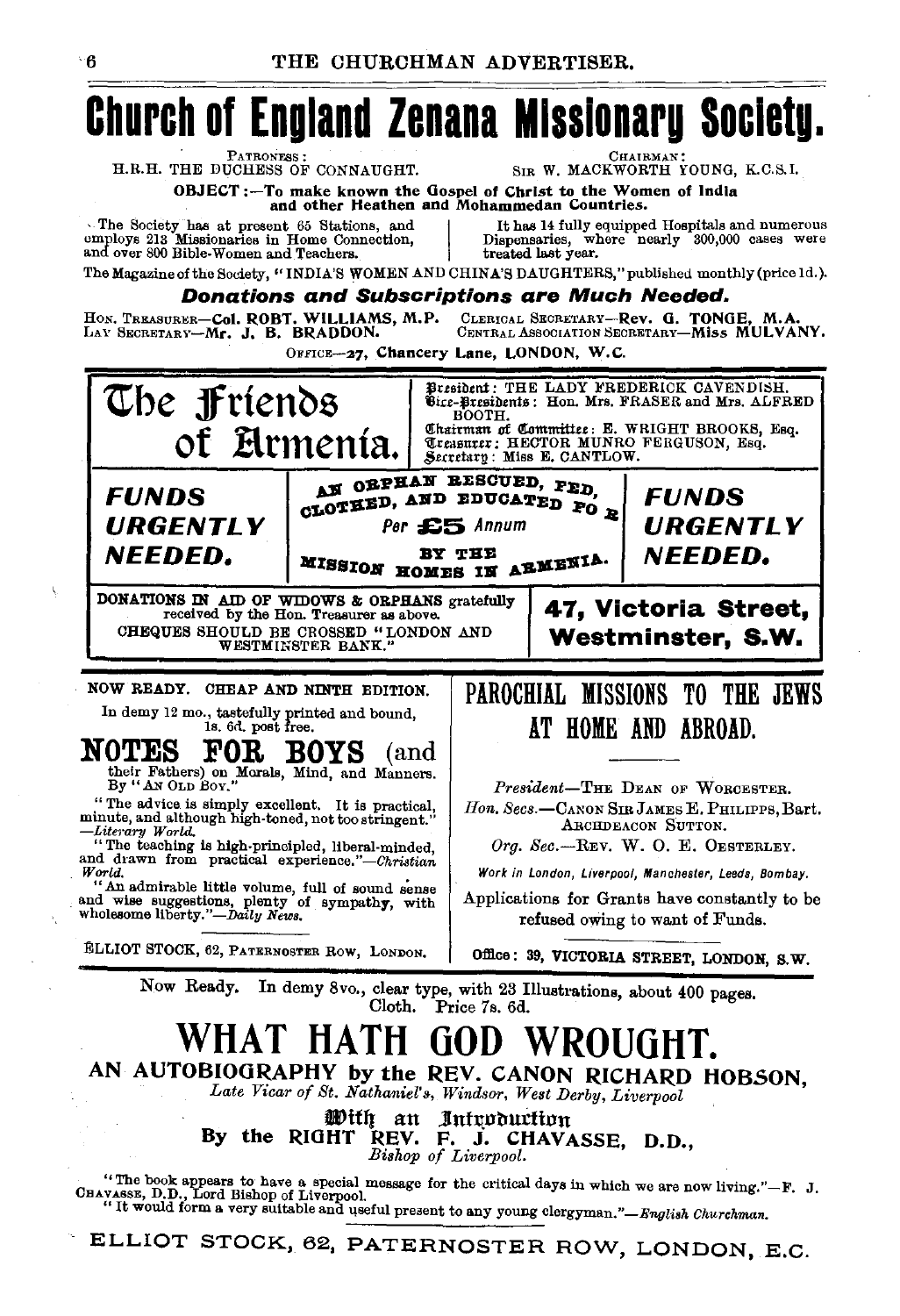# Church of England Zenana Missionary Society.

PATRONESS: H.R.H. THE DUCHESS OF CONNAUGHT.

CHAIRMAN: SIR W. MACKWORTH YOUNG, K.C.S.I.

**OBJECT:—To make known the Gospel of Christ to the Women of India and other Heathen and Mohammedan Countries.**

The Society has at present 65 Stations, and employs 213 Missionaries in Home Connection, and over 800 Bible-Women and Teachers.

It has 14 fully equipped Hospitals and numerous Dispensaries, where nearly 300,000 cases were treated last year.

The Magazine of the Society, "INDIA'S WOMEN AND CHINA'S DAUGHTERS," published monthly (price 1d.).

***Donations and Subscriptions are Much Needed.***

HON. TREASURER—**Col. ROBT. WILLIAMS, M.P.**
CLERICAL SECRETARY—**Rev. G. TONGE, M.A.**
LAY SECRETARY—**Mr. J. B. BRADDON.**
CENTRAL ASSOCIATION SECRETARY—**Miss MULVANY.**

OFFICE—**27, Chancery Lane, LONDON, W.C.**

---

# The Friends of Armenia.

President: THE LADY FREDERICK CAVENDISH.
Vice-Presidents: Hon. Mrs. FRASER and Mrs. ALFRED BOOTH.
Chairman of Committee: E. WRIGHT BROOKS, Esq.
Treasurer: HECTOR MUNRO FERGUSON, Esq.
Secretary: Miss E. CANTLOW.

***FUNDS URGENTLY NEEDED.***

AN ORPHAN RESCUED, FED, CLOTHED, AND EDUCATED FOR
*Per* **£5** *Annum*
BY THE MISSION HOMES IN ARMENIA.

***FUNDS URGENTLY NEEDED.***

DONATIONS IN AID OF WIDOWS & ORPHANS gratefully received by the Hon. Treasurer as above.
CHEQUES SHOULD BE CROSSED "LONDON AND WESTMINSTER BANK."

**47, Victoria Street, Westminster, S.W.**

---

NOW READY. CHEAP AND NINTH EDITION.

In demy 12 mo., tastefully printed and bound, 1s. 6d. post free.

## NOTES FOR BOYS (and their Fathers) on Morals, Mind, and Manners.

By "AN OLD BOY."

"The advice is simply excellent. It is practical, minute, and although high-toned, not too stringent."—*Literary World.*

"The teaching is high-principled, liberal-minded, and drawn from practical experience."—*Christian World.*

"An admirable little volume, full of sound sense and wise suggestions, plenty of sympathy, with wholesome liberty."—*Daily News.*

ELLIOT STOCK, 62, PATERNOSTER ROW, LONDON.

---

# PAROCHIAL MISSIONS TO THE JEWS AT HOME AND ABROAD.

*President*—THE DEAN OF WORCESTER.

*Hon. Secs.*—CANON SIR JAMES E. PHILIPPS, Bart. ARCHDEACON SUTTON.

*Org. Sec.*—REV. W. O. E. OESTERLEY.

*Work in London, Liverpool, Manchester, Leeds, Bombay.*

Applications for Grants have constantly to be refused owing to want of Funds.

Office: 39, VICTORIA STREET, LONDON, S.W.

---

Now Ready. In demy 8vo., clear type, with 23 Illustrations, about 400 pages. Cloth. Price 7s. 6d.

# WHAT HATH GOD WROUGHT.

## AN AUTOBIOGRAPHY by the REV. CANON RICHARD HOBSON,

*Late Vicar of St. Nathaniel's, Windsor, West Derby, Liverpool*

With an Introduction

By the RIGHT REV. F. J. CHAVASSE, D.D.,
*Bishop of Liverpool.*

"The book appears to have a special message for the critical days in which we are now living."—F. J. CHAVASSE, D.D., Lord Bishop of Liverpool.

"It would form a very suitable and useful present to any young clergyman."—*English Churchman.*

ELLIOT STOCK, 62, PATERNOSTER ROW, LONDON, E.C.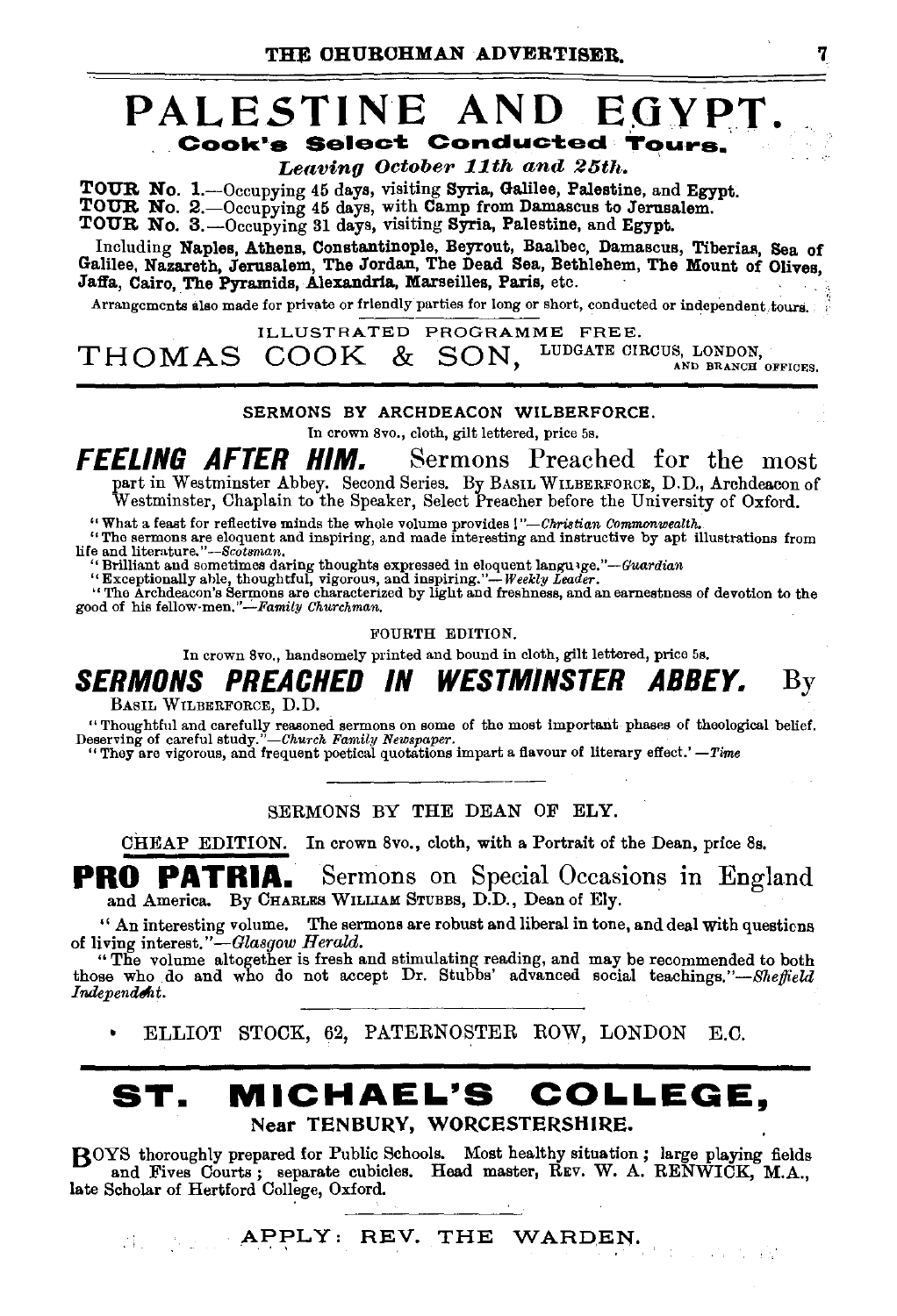# PALESTINE AND EGYPT.

## Cook's Select Conducted Tours.

*Leaving October 11th and 25th.*

**TOUR No. 1.**—Occupying 45 days, visiting **Syria, Galilee, Palestine,** and **Egypt.**
**TOUR No. 2.**—Occupying 45 days, with **Camp from Damascus to Jerusalem.**
**TOUR No. 3.**—Occupying 31 days, visiting **Syria, Palestine,** and **Egypt.**

Including **Naples, Athens, Constantinople, Beyrout, Baalbec, Damascus, Tiberias, Sea of Galilee, Nazareth, Jerusalem, The Jordan, The Dead Sea, Bethlehem, The Mount of Olives, Jaffa, Cairo, The Pyramids, Alexandria, Marseilles, Paris,** etc.

Arrangements also made for private or friendly parties for long or short, conducted or independent tours.

ILLUSTRATED PROGRAMME FREE.

THOMAS COOK & SON, LUDGATE CIRCUS, LONDON, AND BRANCH OFFICES.

---

SERMONS BY ARCHDEACON WILBERFORCE.

In crown 8vo., cloth, gilt lettered, price 5s.

## *FEELING AFTER HIM.* Sermons Preached for the most part in Westminster Abbey.

Second Series. By BASIL WILBERFORCE, D.D., Archdeacon of Westminster, Chaplain to the Speaker, Select Preacher before the University of Oxford.

"What a feast for reflective minds the whole volume provides!"—*Christian Commonwealth.*

"The sermons are eloquent and inspiring, and made interesting and instructive by apt illustrations from life and literature."—*Scotsman.*

"Brilliant and sometimes daring thoughts expressed in eloquent language."—*Guardian*

"Exceptionally able, thoughtful, vigorous, and inspiring."—*Weekly Leader.*

"The Archdeacon's Sermons are characterized by light and freshness, and an earnestness of devotion to the good of his fellow-men."—*Family Churchman.*

FOURTH EDITION.

In crown 8vo., handsomely printed and bound in cloth, gilt lettered, price 5s.

## *SERMONS PREACHED IN WESTMINSTER ABBEY.* By BASIL WILBERFORCE, D.D.

"Thoughtful and carefully reasoned sermons on some of the most important phases of theological belief. Deserving of careful study."—*Church Family Newspaper.*

"They are vigorous, and frequent poetical quotations impart a flavour of literary effect.'—*Time*

---

SERMONS BY THE DEAN OF ELY.

CHEAP EDITION. In crown 8vo., cloth, with a Portrait of the Dean, price 8s.

## PRO PATRIA. Sermons on Special Occasions in England and America.

By CHARLES WILLIAM STUBBS, D.D., Dean of Ely.

"An interesting volume. The sermons are robust and liberal in tone, and deal with questions of living interest."—*Glasgow Herald.*

"The volume altogether is fresh and stimulating reading, and may be recommended to both those who do and who do not accept Dr. Stubbs' advanced social teachings."—*Sheffield Independent.*

ELLIOT STOCK, 62, PATERNOSTER ROW, LONDON E.C.

---

# ST. MICHAEL'S COLLEGE,

## Near TENBURY, WORCESTERSHIRE.

BOYS thoroughly prepared for Public Schools. Most healthy situation; large playing fields and Fives Courts; separate cubicles. Head master, REV. W. A. RENWICK, M.A., late Scholar of Hertford College, Oxford.

APPLY: REV. THE WARDEN.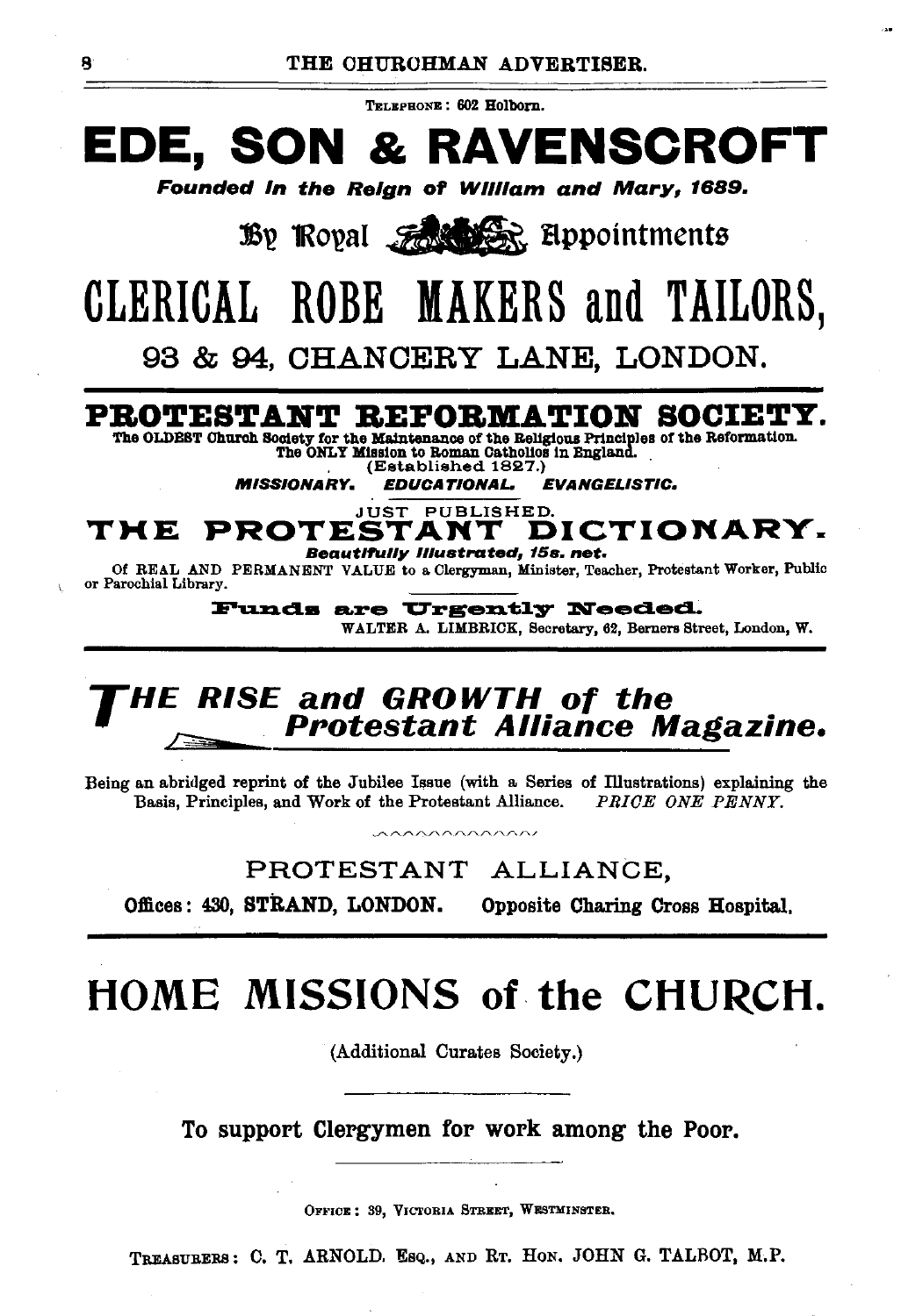TELEPHONE: 602 Holborn.

# EDE, SON & RAVENSCROFT

***Founded in the Reign of William and Mary, 1689.***

By Royal Appointments

# CLERICAL ROBE MAKERS and TAILORS,

## 93 & 94, CHANCERY LANE, LONDON.

---

# PROTESTANT REFORMATION SOCIETY.

**The OLDEST Church Society for the Maintenance of the Religious Principles of the Reformation. The ONLY Mission to Roman Catholics in England.**
(Established 1827.)

***MISSIONARY. EDUCATIONAL. EVANGELISTIC.***

JUST PUBLISHED.

## THE PROTESTANT DICTIONARY.

***Beautifully Illustrated, 15s. net.***

Of REAL AND PERMANENT VALUE to a Clergyman, Minister, Teacher, Protestant Worker, Public or Parochial Library.

**Funds are Urgently Needed.**

WALTER A. LIMBRICK, Secretary, 62, Berners Street, London, W.

---

# *THE RISE and GROWTH of the Protestant Alliance Magazine.*

Being an abridged reprint of the Jubilee Issue (with a Series of Illustrations) explaining the Basis, Principles, and Work of the Protestant Alliance. *PRICE ONE PENNY.*

PROTESTANT ALLIANCE,

**Offices: 430, STRAND, LONDON. Opposite Charing Cross Hospital.**

---

# HOME MISSIONS of the CHURCH.

(Additional Curates Society.)

**To support Clergymen for work among the Poor.**

OFFICE: 39, VICTORIA STREET, WESTMINSTER.

TREASURERS: C. T. ARNOLD, ESQ., AND RT. HON. JOHN G. TALBOT, M.P.